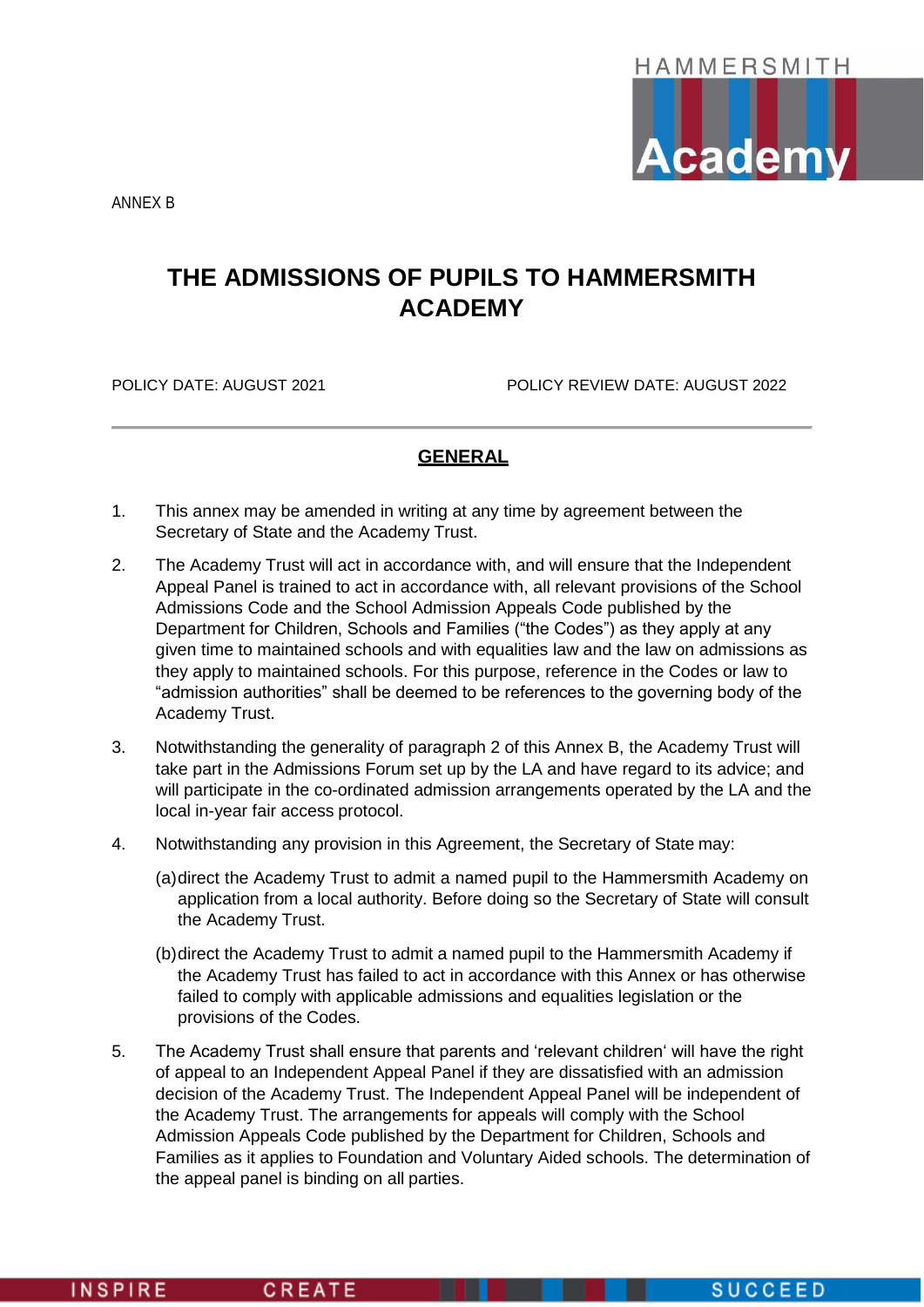ANNEX B

# THE ADMISSIONS OF PUPILS TO HAMMERSMITH ACADEMY

POLICY DATE: AUGUST 2021 POLICY REVIEW DATE: AUGUST 2022

## GENERAL

1. This annex may be amended in writing at any time by agreement between the Secretary of State and the Academy Trust.

2. The Academy Trust will act in accordance with, and will ensure that the Independent Appeal Panel is trained to act in accordance with, all relevant provisions of the School Admissions Code and the School Admission Appeals Code published by the Department for Children, Schools and Families ("the Codes") as they apply at any given time to maintained schools and with equalities law and the law on admissions as they apply to maintained schools. For this purpose, reference in the Codes or law to "admission authorities" shall be deemed to be references to the governing body of the Academy Trust.

3. Notwithstanding the generality of paragraph 2 of this Annex B, the Academy Trust will take part in the Admissions Forum set up by the LA and have regard to its advice; and will participate in the co-ordinated admission arrangements operated by the LA and the local in-year fair access protocol.

4. Notwithstanding any provision in this Agreement, the Secretary of State may:

   (a) direct the Academy Trust to admit a named pupil to the Hammersmith Academy on application from a local authority. Before doing so the Secretary of State will consult the Academy Trust.

   (b) direct the Academy Trust to admit a named pupil to the Hammersmith Academy if the Academy Trust has failed to act in accordance with this Annex or has otherwise failed to comply with applicable admissions and equalities legislation or the provisions of the Codes.

5. The Academy Trust shall ensure that parents and 'relevant children' will have the right of appeal to an Independent Appeal Panel if they are dissatisfied with an admission decision of the Academy Trust. The Independent Appeal Panel will be independent of the Academy Trust. The arrangements for appeals will comply with the School Admission Appeals Code published by the Department for Children, Schools and Families as it applies to Foundation and Voluntary Aided schools. The determination of the appeal panel is binding on all parties.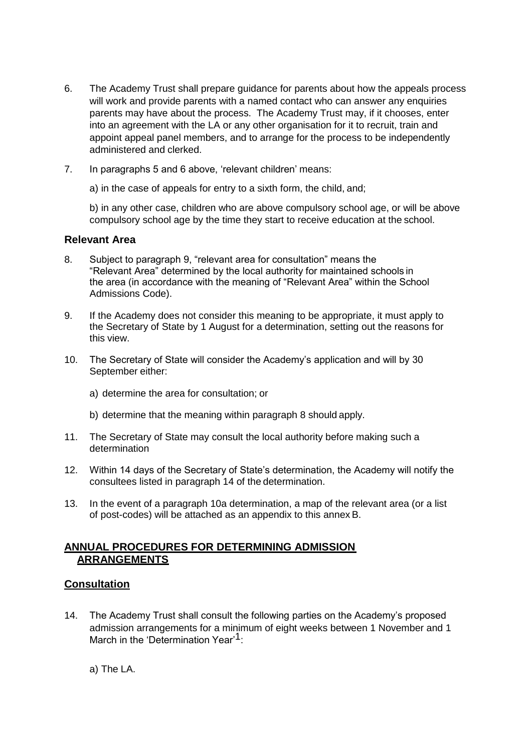6. The Academy Trust shall prepare guidance for parents about how the appeals process will work and provide parents with a named contact who can answer any enquiries parents may have about the process. The Academy Trust may, if it chooses, enter into an agreement with the LA or any other organisation for it to recruit, train and appoint appeal panel members, and to arrange for the process to be independently administered and clerked.

7. In paragraphs 5 and 6 above, 'relevant children' means:

   a) in the case of appeals for entry to a sixth form, the child, and;

   b) in any other case, children who are above compulsory school age, or will be above compulsory school age by the time they start to receive education at the school.

### Relevant Area

8. Subject to paragraph 9, "relevant area for consultation" means the "Relevant Area" determined by the local authority for maintained schools in the area (in accordance with the meaning of "Relevant Area" within the School Admissions Code).

9. If the Academy does not consider this meaning to be appropriate, it must apply to the Secretary of State by 1 August for a determination, setting out the reasons for this view.

10. The Secretary of State will consider the Academy's application and will by 30 September either:

    a) determine the area for consultation; or

    b) determine that the meaning within paragraph 8 should apply.

11. The Secretary of State may consult the local authority before making such a determination

12. Within 14 days of the Secretary of State's determination, the Academy will notify the consultees listed in paragraph 14 of the determination.

13. In the event of a paragraph 10a determination, a map of the relevant area (or a list of post-codes) will be attached as an appendix to this annex B.

## ANNUAL PROCEDURES FOR DETERMINING ADMISSION ARRANGEMENTS

### Consultation

14. The Academy Trust shall consult the following parties on the Academy's proposed admission arrangements for a minimum of eight weeks between 1 November and 1 March in the 'Determination Year'[1]:

    a) The LA.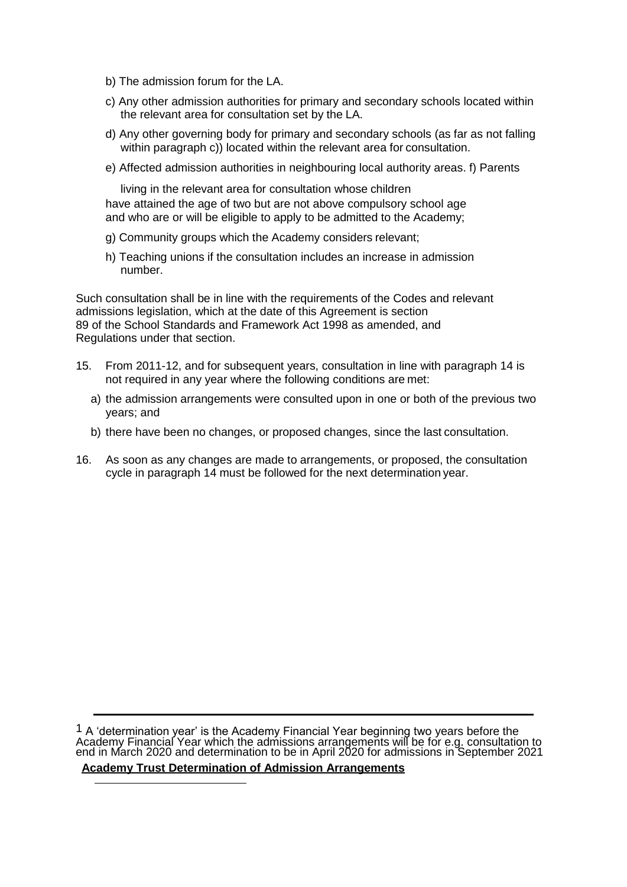b) The admission forum for the LA.

c) Any other admission authorities for primary and secondary schools located within the relevant area for consultation set by the LA.

d) Any other governing body for primary and secondary schools (as far as not falling within paragraph c)) located within the relevant area for consultation.

e) Affected admission authorities in neighbouring local authority areas.

f) Parents living in the relevant area for consultation whose children have attained the age of two but are not above compulsory school age and who are or will be eligible to apply to be admitted to the Academy;

g) Community groups which the Academy considers relevant;

h) Teaching unions if the consultation includes an increase in admission number.

Such consultation shall be in line with the requirements of the Codes and relevant admissions legislation, which at the date of this Agreement is section 89 of the School Standards and Framework Act 1998 as amended, and Regulations under that section.

15. From 2011-12, and for subsequent years, consultation in line with paragraph 14 is not required in any year where the following conditions are met:

   a) the admission arrangements were consulted upon in one or both of the previous two years; and

   b) there have been no changes, or proposed changes, since the last consultation.

16. As soon as any changes are made to arrangements, or proposed, the consultation cycle in paragraph 14 must be followed for the next determination year.

---

[1] A 'determination year' is the Academy Financial Year beginning two years before the Academy Financial Year which the admissions arrangements will be for e.g. consultation to end in March 2020 and determination to be in April 2020 for admissions in September 2021

**Academy Trust Determination of Admission Arrangements**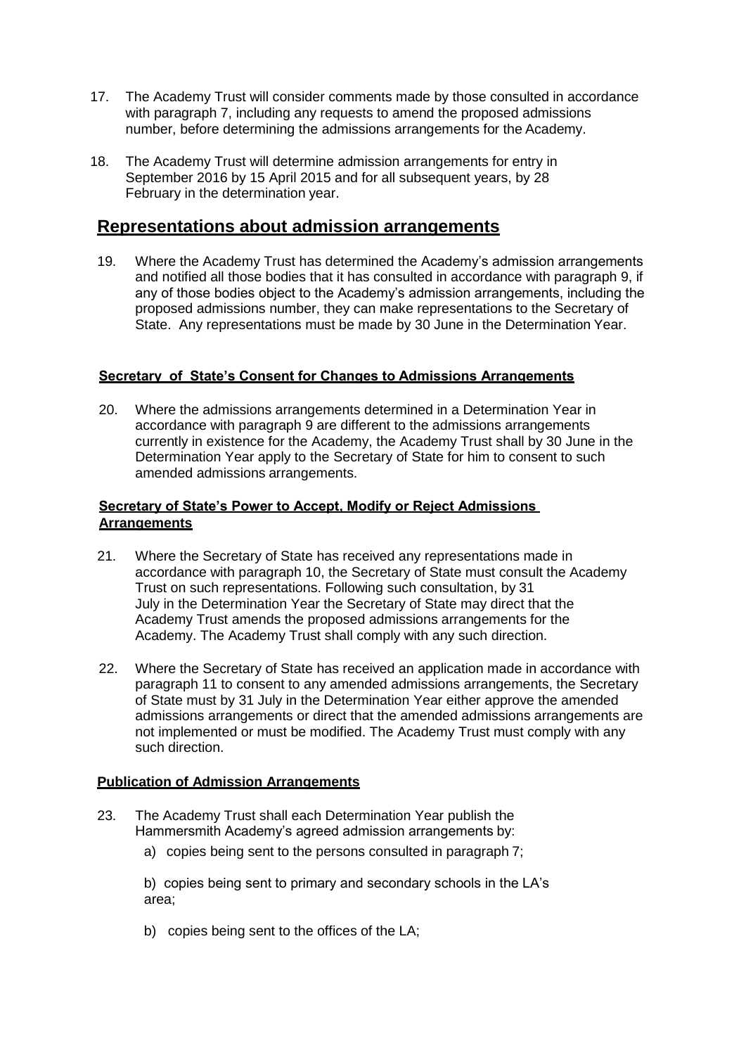17. The Academy Trust will consider comments made by those consulted in accordance with paragraph 7, including any requests to amend the proposed admissions number, before determining the admissions arrangements for the Academy.

18. The Academy Trust will determine admission arrangements for entry in September 2016 by 15 April 2015 and for all subsequent years, by 28 February in the determination year.

## Representations about admission arrangements

19. Where the Academy Trust has determined the Academy's admission arrangements and notified all those bodies that it has consulted in accordance with paragraph 9, if any of those bodies object to the Academy's admission arrangements, including the proposed admissions number, they can make representations to the Secretary of State. Any representations must be made by 30 June in the Determination Year.

### Secretary of State's Consent for Changes to Admissions Arrangements

20. Where the admissions arrangements determined in a Determination Year in accordance with paragraph 9 are different to the admissions arrangements currently in existence for the Academy, the Academy Trust shall by 30 June in the Determination Year apply to the Secretary of State for him to consent to such amended admissions arrangements.

### Secretary of State's Power to Accept, Modify or Reject Admissions Arrangements

21. Where the Secretary of State has received any representations made in accordance with paragraph 10, the Secretary of State must consult the Academy Trust on such representations. Following such consultation, by 31 July in the Determination Year the Secretary of State may direct that the Academy Trust amends the proposed admissions arrangements for the Academy. The Academy Trust shall comply with any such direction.

22. Where the Secretary of State has received an application made in accordance with paragraph 11 to consent to any amended admissions arrangements, the Secretary of State must by 31 July in the Determination Year either approve the amended admissions arrangements or direct that the amended admissions arrangements are not implemented or must be modified. The Academy Trust must comply with any such direction.

### Publication of Admission Arrangements

23. The Academy Trust shall each Determination Year publish the Hammersmith Academy's agreed admission arrangements by:

   a) copies being sent to the persons consulted in paragraph 7;

   b) copies being sent to primary and secondary schools in the LA's area;

   b) copies being sent to the offices of the LA;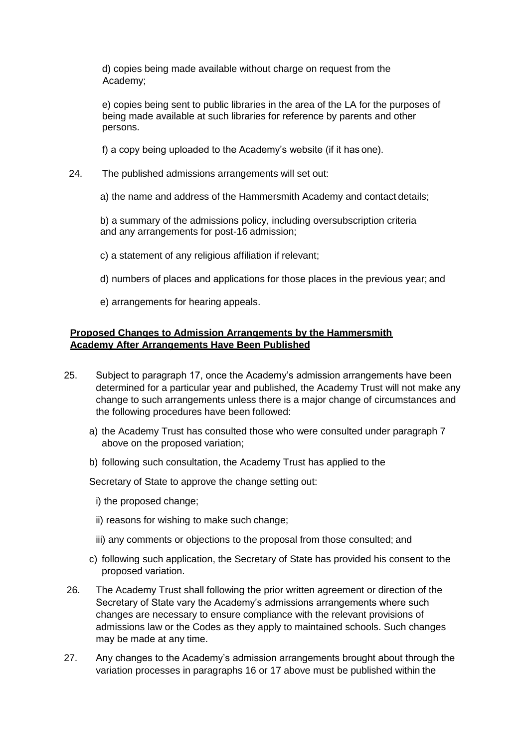d) copies being made available without charge on request from the Academy;

e) copies being sent to public libraries in the area of the LA for the purposes of being made available at such libraries for reference by parents and other persons.

f) a copy being uploaded to the Academy's website (if it has one).

24. The published admissions arrangements will set out:

a) the name and address of the Hammersmith Academy and contact details;

b) a summary of the admissions policy, including oversubscription criteria and any arrangements for post-16 admission;

c) a statement of any religious affiliation if relevant;

d) numbers of places and applications for those places in the previous year; and

e) arrangements for hearing appeals.

**Proposed Changes to Admission Arrangements by the Hammersmith Academy After Arrangements Have Been Published**

25. Subject to paragraph 17, once the Academy's admission arrangements have been determined for a particular year and published, the Academy Trust will not make any change to such arrangements unless there is a major change of circumstances and the following procedures have been followed:

a) the Academy Trust has consulted those who were consulted under paragraph 7 above on the proposed variation;

b) following such consultation, the Academy Trust has applied to the

Secretary of State to approve the change setting out:

i) the proposed change;

ii) reasons for wishing to make such change;

iii) any comments or objections to the proposal from those consulted; and

c) following such application, the Secretary of State has provided his consent to the proposed variation.

26. The Academy Trust shall following the prior written agreement or direction of the Secretary of State vary the Academy's admissions arrangements where such changes are necessary to ensure compliance with the relevant provisions of admissions law or the Codes as they apply to maintained schools. Such changes may be made at any time.

27. Any changes to the Academy's admission arrangements brought about through the variation processes in paragraphs 16 or 17 above must be published within the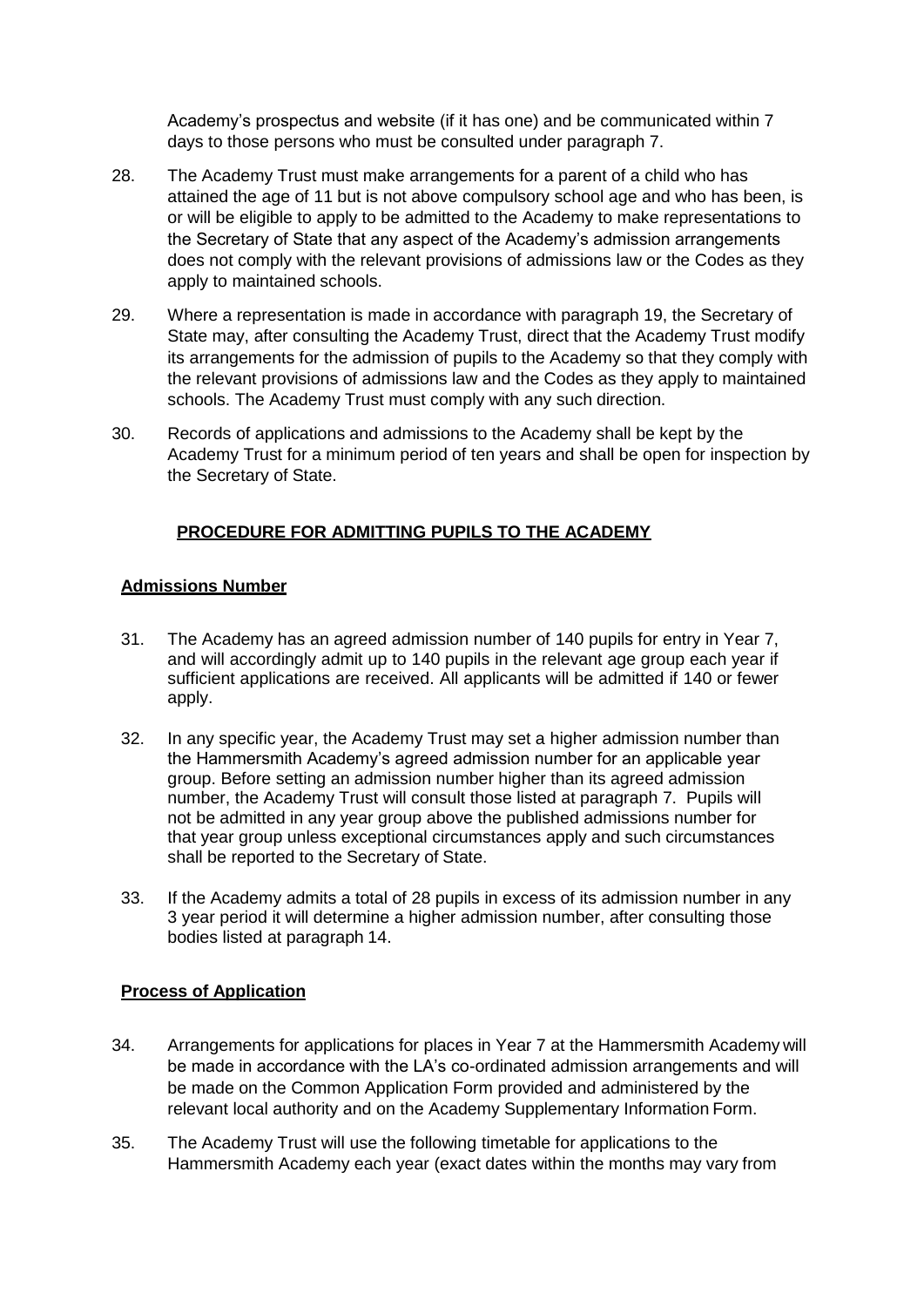Academy's prospectus and website (if it has one) and be communicated within 7 days to those persons who must be consulted under paragraph 7.

28. The Academy Trust must make arrangements for a parent of a child who has attained the age of 11 but is not above compulsory school age and who has been, is or will be eligible to apply to be admitted to the Academy to make representations to the Secretary of State that any aspect of the Academy's admission arrangements does not comply with the relevant provisions of admissions law or the Codes as they apply to maintained schools.

29. Where a representation is made in accordance with paragraph 19, the Secretary of State may, after consulting the Academy Trust, direct that the Academy Trust modify its arrangements for the admission of pupils to the Academy so that they comply with the relevant provisions of admissions law and the Codes as they apply to maintained schools. The Academy Trust must comply with any such direction.

30. Records of applications and admissions to the Academy shall be kept by the Academy Trust for a minimum period of ten years and shall be open for inspection by the Secretary of State.

## PROCEDURE FOR ADMITTING PUPILS TO THE ACADEMY

### Admissions Number

31. The Academy has an agreed admission number of 140 pupils for entry in Year 7, and will accordingly admit up to 140 pupils in the relevant age group each year if sufficient applications are received. All applicants will be admitted if 140 or fewer apply.

32. In any specific year, the Academy Trust may set a higher admission number than the Hammersmith Academy's agreed admission number for an applicable year group. Before setting an admission number higher than its agreed admission number, the Academy Trust will consult those listed at paragraph 7. Pupils will not be admitted in any year group above the published admissions number for that year group unless exceptional circumstances apply and such circumstances shall be reported to the Secretary of State.

33. If the Academy admits a total of 28 pupils in excess of its admission number in any 3 year period it will determine a higher admission number, after consulting those bodies listed at paragraph 14.

### Process of Application

34. Arrangements for applications for places in Year 7 at the Hammersmith Academy will be made in accordance with the LA's co-ordinated admission arrangements and will be made on the Common Application Form provided and administered by the relevant local authority and on the Academy Supplementary Information Form.

35. The Academy Trust will use the following timetable for applications to the Hammersmith Academy each year (exact dates within the months may vary from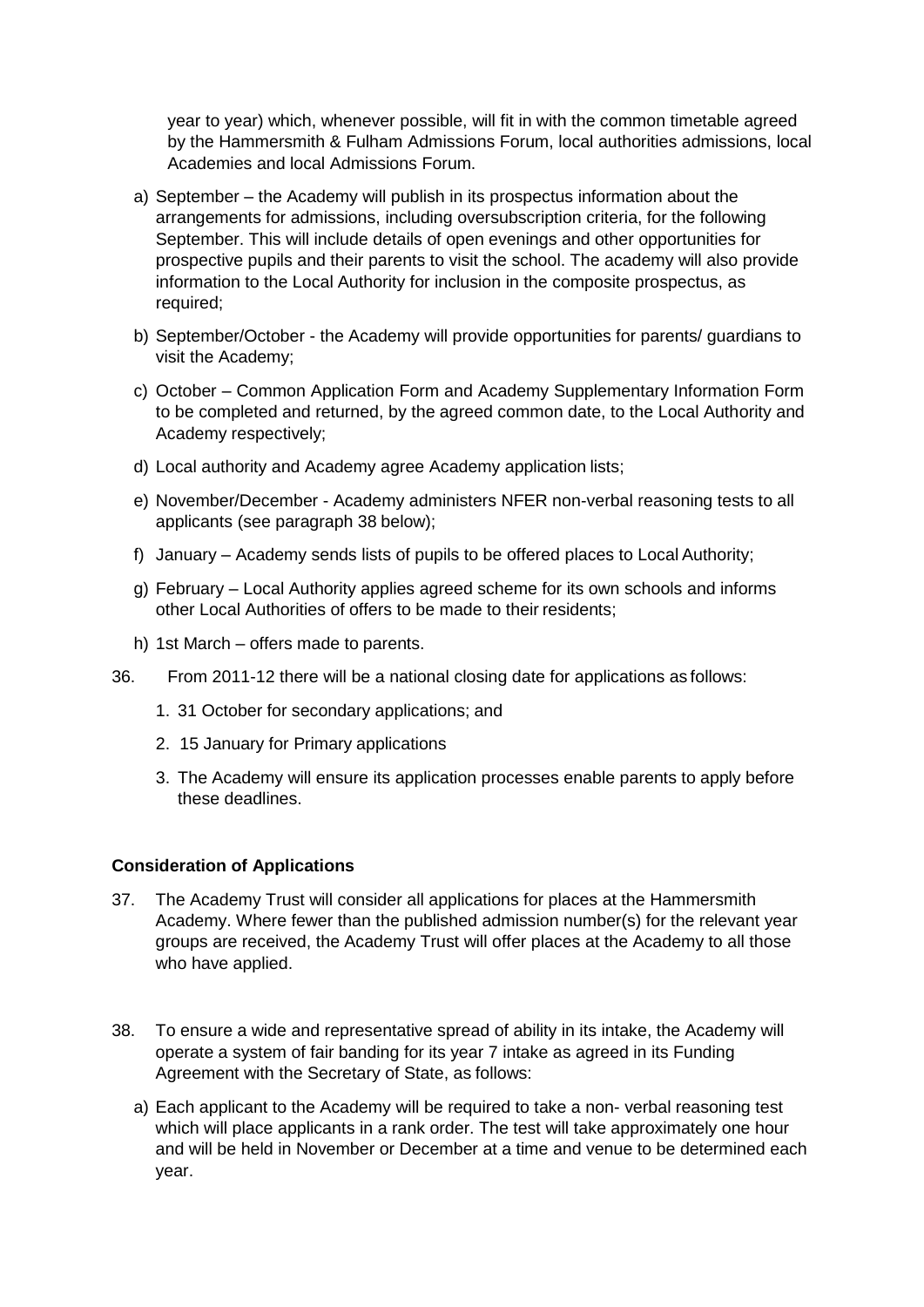year to year) which, whenever possible, will fit in with the common timetable agreed by the Hammersmith & Fulham Admissions Forum, local authorities admissions, local Academies and local Admissions Forum.

a) September – the Academy will publish in its prospectus information about the arrangements for admissions, including oversubscription criteria, for the following September. This will include details of open evenings and other opportunities for prospective pupils and their parents to visit the school. The academy will also provide information to the Local Authority for inclusion in the composite prospectus, as required;

b) September/October - the Academy will provide opportunities for parents/ guardians to visit the Academy;

c) October – Common Application Form and Academy Supplementary Information Form to be completed and returned, by the agreed common date, to the Local Authority and Academy respectively;

d) Local authority and Academy agree Academy application lists;

e) November/December - Academy administers NFER non-verbal reasoning tests to all applicants (see paragraph 38 below);

f) January – Academy sends lists of pupils to be offered places to Local Authority;

g) February – Local Authority applies agreed scheme for its own schools and informs other Local Authorities of offers to be made to their residents;

h) 1st March – offers made to parents.

36. From 2011-12 there will be a national closing date for applications as follows:

    1. 31 October for secondary applications; and
    2. 15 January for Primary applications
    3. The Academy will ensure its application processes enable parents to apply before these deadlines.

**Consideration of Applications**

37. The Academy Trust will consider all applications for places at the Hammersmith Academy. Where fewer than the published admission number(s) for the relevant year groups are received, the Academy Trust will offer places at the Academy to all those who have applied.

38. To ensure a wide and representative spread of ability in its intake, the Academy will operate a system of fair banding for its year 7 intake as agreed in its Funding Agreement with the Secretary of State, as follows:

    a) Each applicant to the Academy will be required to take a non- verbal reasoning test which will place applicants in a rank order. The test will take approximately one hour and will be held in November or December at a time and venue to be determined each year.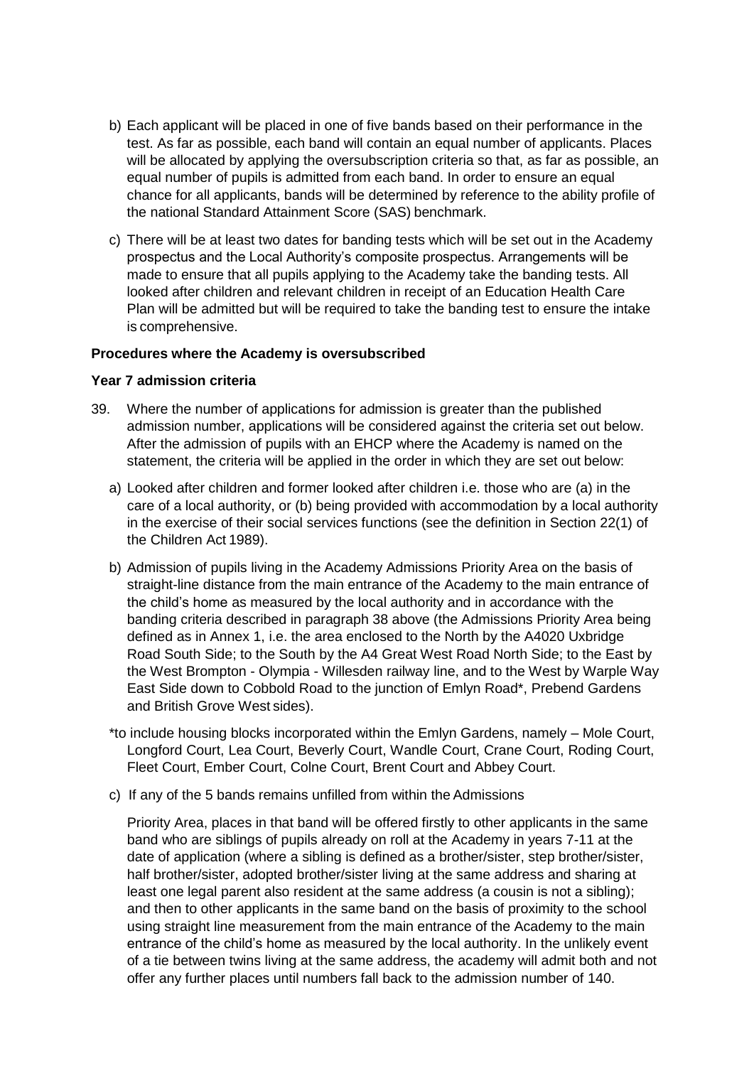b) Each applicant will be placed in one of five bands based on their performance in the test. As far as possible, each band will contain an equal number of applicants. Places will be allocated by applying the oversubscription criteria so that, as far as possible, an equal number of pupils is admitted from each band. In order to ensure an equal chance for all applicants, bands will be determined by reference to the ability profile of the national Standard Attainment Score (SAS) benchmark.

c) There will be at least two dates for banding tests which will be set out in the Academy prospectus and the Local Authority's composite prospectus. Arrangements will be made to ensure that all pupils applying to the Academy take the banding tests. All looked after children and relevant children in receipt of an Education Health Care Plan will be admitted but will be required to take the banding test to ensure the intake is comprehensive.

**Procedures where the Academy is oversubscribed**

**Year 7 admission criteria**

39. Where the number of applications for admission is greater than the published admission number, applications will be considered against the criteria set out below. After the admission of pupils with an EHCP where the Academy is named on the statement, the criteria will be applied in the order in which they are set out below:

a) Looked after children and former looked after children i.e. those who are (a) in the care of a local authority, or (b) being provided with accommodation by a local authority in the exercise of their social services functions (see the definition in Section 22(1) of the Children Act 1989).

b) Admission of pupils living in the Academy Admissions Priority Area on the basis of straight-line distance from the main entrance of the Academy to the main entrance of the child's home as measured by the local authority and in accordance with the banding criteria described in paragraph 38 above (the Admissions Priority Area being defined as in Annex 1, i.e. the area enclosed to the North by the A4020 Uxbridge Road South Side; to the South by the A4 Great West Road North Side; to the East by the West Brompton - Olympia - Willesden railway line, and to the West by Warple Way East Side down to Cobbold Road to the junction of Emlyn Road*, Prebend Gardens and British Grove West sides).

*to include housing blocks incorporated within the Emlyn Gardens, namely – Mole Court, Longford Court, Lea Court, Beverly Court, Wandle Court, Crane Court, Roding Court, Fleet Court, Ember Court, Colne Court, Brent Court and Abbey Court.

c) If any of the 5 bands remains unfilled from within the Admissions

Priority Area, places in that band will be offered firstly to other applicants in the same band who are siblings of pupils already on roll at the Academy in years 7-11 at the date of application (where a sibling is defined as a brother/sister, step brother/sister, half brother/sister, adopted brother/sister living at the same address and sharing at least one legal parent also resident at the same address (a cousin is not a sibling); and then to other applicants in the same band on the basis of proximity to the school using straight line measurement from the main entrance of the Academy to the main entrance of the child's home as measured by the local authority. In the unlikely event of a tie between twins living at the same address, the academy will admit both and not offer any further places until numbers fall back to the admission number of 140.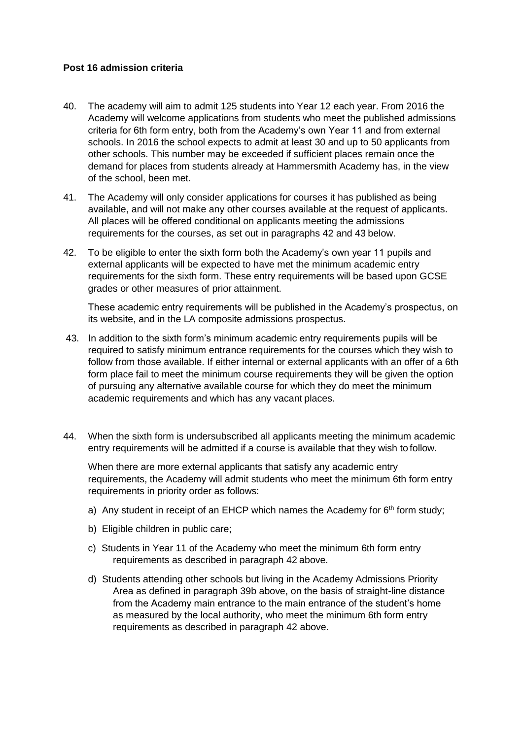**Post 16 admission criteria**

40. The academy will aim to admit 125 students into Year 12 each year. From 2016 the Academy will welcome applications from students who meet the published admissions criteria for 6th form entry, both from the Academy's own Year 11 and from external schools. In 2016 the school expects to admit at least 30 and up to 50 applicants from other schools. This number may be exceeded if sufficient places remain once the demand for places from students already at Hammersmith Academy has, in the view of the school, been met.

41. The Academy will only consider applications for courses it has published as being available, and will not make any other courses available at the request of applicants. All places will be offered conditional on applicants meeting the admissions requirements for the courses, as set out in paragraphs 42 and 43 below.

42. To be eligible to enter the sixth form both the Academy's own year 11 pupils and external applicants will be expected to have met the minimum academic entry requirements for the sixth form. These entry requirements will be based upon GCSE grades or other measures of prior attainment.

    These academic entry requirements will be published in the Academy's prospectus, on its website, and in the LA composite admissions prospectus.

43. In addition to the sixth form's minimum academic entry requirements pupils will be required to satisfy minimum entrance requirements for the courses which they wish to follow from those available. If either internal or external applicants with an offer of a 6th form place fail to meet the minimum course requirements they will be given the option of pursuing any alternative available course for which they do meet the minimum academic requirements and which has any vacant places.

44. When the sixth form is undersubscribed all applicants meeting the minimum academic entry requirements will be admitted if a course is available that they wish to follow.

    When there are more external applicants that satisfy any academic entry requirements, the Academy will admit students who meet the minimum 6th form entry requirements in priority order as follows:

    a) Any student in receipt of an EHCP which names the Academy for 6th form study;

    b) Eligible children in public care;

    c) Students in Year 11 of the Academy who meet the minimum 6th form entry requirements as described in paragraph 42 above.

    d) Students attending other schools but living in the Academy Admissions Priority Area as defined in paragraph 39b above, on the basis of straight-line distance from the Academy main entrance to the main entrance of the student's home as measured by the local authority, who meet the minimum 6th form entry requirements as described in paragraph 42 above.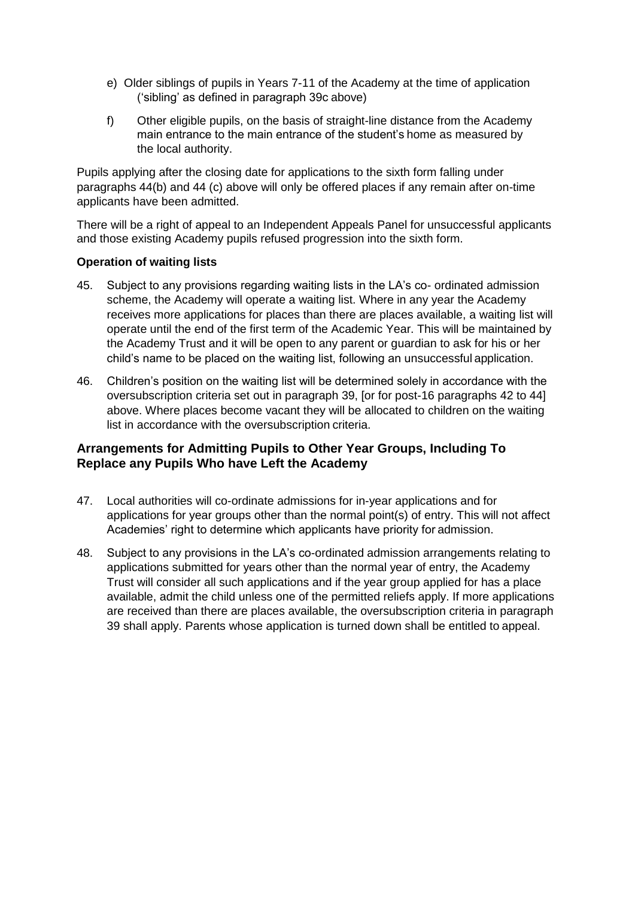e) Older siblings of pupils in Years 7-11 of the Academy at the time of application ('sibling' as defined in paragraph 39c above)

f) Other eligible pupils, on the basis of straight-line distance from the Academy main entrance to the main entrance of the student's home as measured by the local authority.

Pupils applying after the closing date for applications to the sixth form falling under paragraphs 44(b) and 44 (c) above will only be offered places if any remain after on-time applicants have been admitted.

There will be a right of appeal to an Independent Appeals Panel for unsuccessful applicants and those existing Academy pupils refused progression into the sixth form.

**Operation of waiting lists**

45. Subject to any provisions regarding waiting lists in the LA's co- ordinated admission scheme, the Academy will operate a waiting list. Where in any year the Academy receives more applications for places than there are places available, a waiting list will operate until the end of the first term of the Academic Year. This will be maintained by the Academy Trust and it will be open to any parent or guardian to ask for his or her child's name to be placed on the waiting list, following an unsuccessful application.

46. Children's position on the waiting list will be determined solely in accordance with the oversubscription criteria set out in paragraph 39, [or for post-16 paragraphs 42 to 44] above. Where places become vacant they will be allocated to children on the waiting list in accordance with the oversubscription criteria.

## Arrangements for Admitting Pupils to Other Year Groups, Including To Replace any Pupils Who have Left the Academy

47. Local authorities will co-ordinate admissions for in-year applications and for applications for year groups other than the normal point(s) of entry. This will not affect Academies' right to determine which applicants have priority for admission.

48. Subject to any provisions in the LA's co-ordinated admission arrangements relating to applications submitted for years other than the normal year of entry, the Academy Trust will consider all such applications and if the year group applied for has a place available, admit the child unless one of the permitted reliefs apply. If more applications are received than there are places available, the oversubscription criteria in paragraph 39 shall apply. Parents whose application is turned down shall be entitled to appeal.